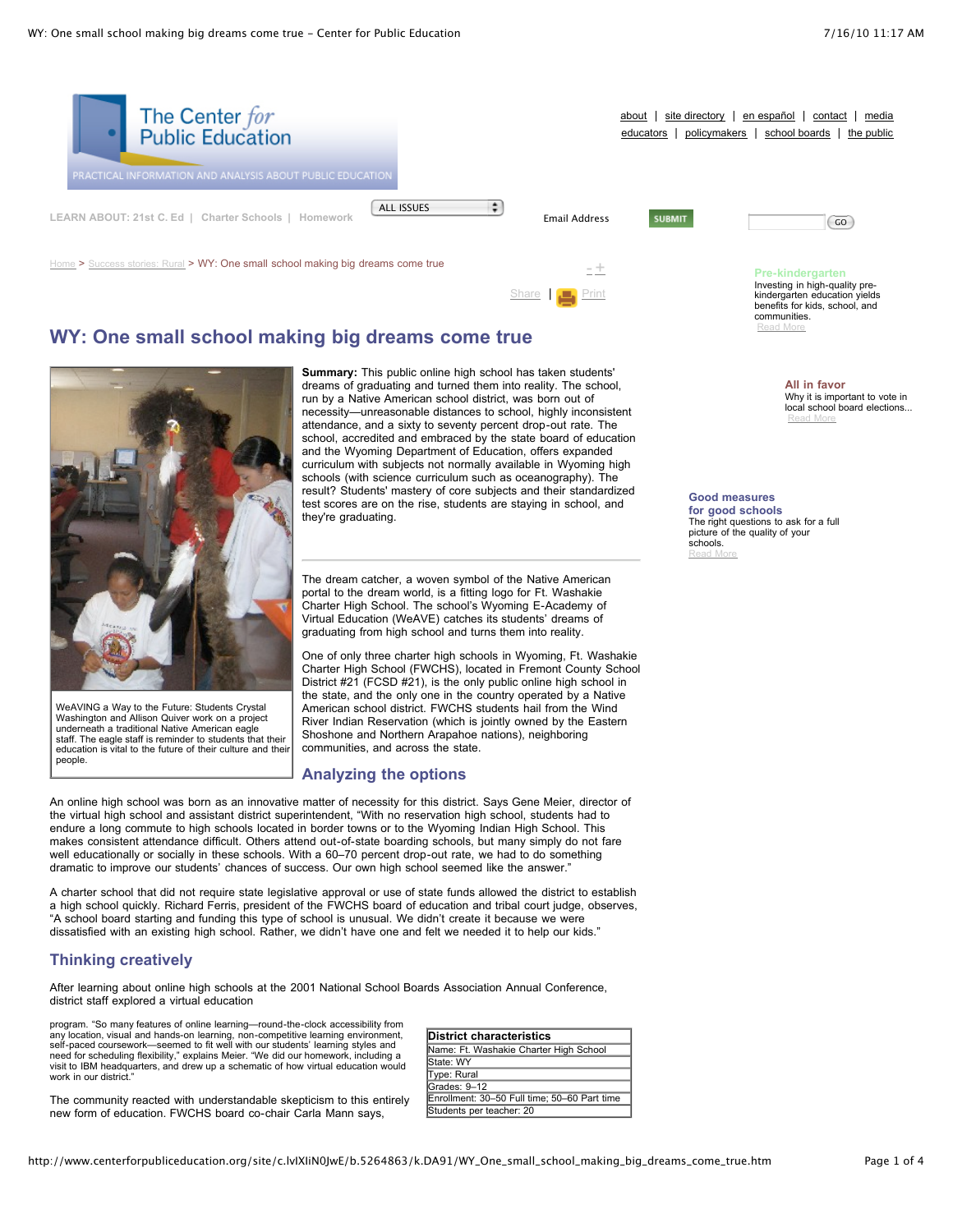[Home](#) > [Success stories: Rural](#) > WY: One small school making big dreams come true

# WY: One small school making big dreams come true

**Summary:** This public online high school has taken students' dreams of graduating and turned them into reality. The school, run by a Native American school district, was born out of necessity—unreasonable distances to school, highly inconsistent attendance, and a sixty to seventy percent drop-out rate. The school, accredited and embraced by the state board of education and the Wyoming Department of Education, offers expanded curriculum with subjects not normally available in Wyoming high schools (with science curriculum such as oceanography). The result? Students' mastery of core subjects and their standardized test scores are on the rise, students are staying in school, and they're graduating.

WeAVING a Way to the Future: Students Crystal Washington and Allison Quiver work on a project underneath a traditional Native American eagle staff. The eagle staff is reminder to students that their education is vital to the future of their culture and their people.

The dream catcher, a woven symbol of the Native American portal to the dream world, is a fitting logo for Ft. Washakie Charter High School. The school's Wyoming E-Academy of Virtual Education (WeAVE) catches its students' dreams of graduating from high school and turns them into reality.

One of only three charter high schools in Wyoming, Ft. Washakie Charter High School (FWCHS), located in Fremont County School District #21 (FCSD #21), is the only public online high school in the state, and the only one in the country operated by a Native American school district. FWCHS students hail from the Wind River Indian Reservation (which is jointly owned by the Eastern Shoshone and Northern Arapahoe nations), neighboring communities, and across the state.

## Analyzing the options

An online high school was born as an innovative matter of necessity for this district. Says Gene Meier, director of the virtual high school and assistant district superintendent, "With no reservation high school, students had to endure a long commute to high schools located in border towns or to the Wyoming Indian High School. This makes consistent attendance difficult. Others attend out-of-state boarding schools, but many simply do not fare well educationally or socially in these schools. With a 60–70 percent drop-out rate, we had to do something dramatic to improve our students' chances of success. Our own high school seemed like the answer."

A charter school that did not require state legislative approval or use of state funds allowed the district to establish a high school quickly. Richard Ferris, president of the FWCHS board of education and tribal court judge, observes, "A school board starting and funding this type of school is unusual. We didn't create it because we were dissatisfied with an existing high school. Rather, we didn't have one and felt we needed it to help our kids."

## Thinking creatively

After learning about online high schools at the 2001 National School Boards Association Annual Conference, district staff explored a virtual education program. "So many features of online learning—round-the-clock accessibility from any location, visual and hands-on learning, non-competitive learning environment, self-paced coursework—seemed to fit well with our students' learning styles and need for scheduling flexibility," explains Meier. "We did our homework, including a visit to IBM headquarters, and drew up a schematic of how virtual education would work in our district."

| District characteristics |
|---|
| Name: Ft. Washakie Charter High School |
| State: WY |
| Type: Rural |
| Grades: 9–12 |
| Enrollment: 30–50 Full time; 50–60 Part time |
| Students per teacher: 20 |

The community reacted with understandable skepticism to this entirely new form of education. FWCHS board co-chair Carla Mann says,

**Pre-kindergarten**
Investing in high-quality pre-kindergarten education yields benefits for kids, school, and communities.
Read More

**All in favor**
Why it is important to vote in local school board elections...
Read More

**Good measures for good schools**
The right questions to ask for a full picture of the quality of your schools.
Read More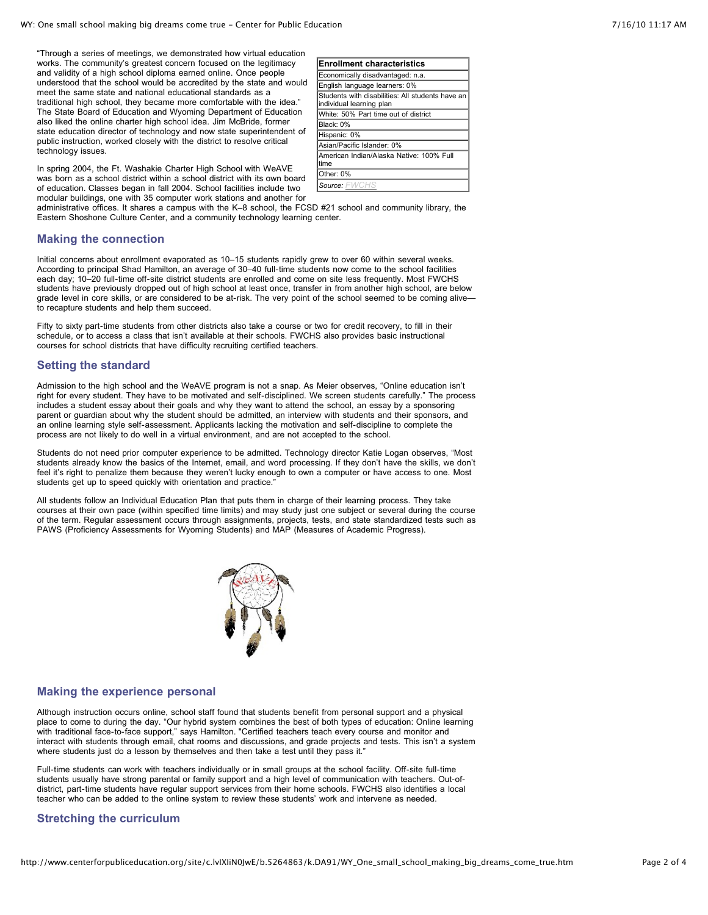"Through a series of meetings, we demonstrated how virtual education works. The community's greatest concern focused on the legitimacy and validity of a high school diploma earned online. Once people understood that the school would be accredited by the state and would meet the same state and national educational standards as a traditional high school, they became more comfortable with the idea." The State Board of Education and Wyoming Department of Education also liked the online charter high school idea. Jim McBride, former state education director of technology and now state superintendent of public instruction, worked closely with the district to resolve critical technology issues.

| Enrollment characteristics |
|---|
| Economically disadvantaged: n.a. |
| English language learners: 0% |
| Students with disabilities: All students have an individual learning plan |
| White: 50% Part time out of district |
| Black: 0% |
| Hispanic: 0% |
| Asian/Pacific Islander: 0% |
| American Indian/Alaska Native: 100% Full time |
| Other: 0% |
| *Source: FWCHS* |

In spring 2004, the Ft. Washakie Charter High School with WeAVE was born as a school district within a school district with its own board of education. Classes began in fall 2004. School facilities include two modular buildings, one with 35 computer work stations and another for administrative offices. It shares a campus with the K–8 school, the FCSD #21 school and community library, the Eastern Shoshone Culture Center, and a community technology learning center.

## Making the connection

Initial concerns about enrollment evaporated as 10–15 students rapidly grew to over 60 within several weeks. According to principal Shad Hamilton, an average of 30–40 full-time students now come to the school facilities each day; 10–20 full-time off-site district students are enrolled and come on site less frequently. Most FWCHS students have previously dropped out of high school at least once, transfer in from another high school, are below grade level in core skills, or are considered to be at-risk. The very point of the school seemed to be coming alive—to recapture students and help them succeed.

Fifty to sixty part-time students from other districts also take a course or two for credit recovery, to fill in their schedule, or to access a class that isn't available at their schools. FWCHS also provides basic instructional courses for school districts that have difficulty recruiting certified teachers.

## Setting the standard

Admission to the high school and the WeAVE program is not a snap. As Meier observes, "Online education isn't right for every student. They have to be motivated and self-disciplined. We screen students carefully." The process includes a student essay about their goals and why they want to attend the school, an essay by a sponsoring parent or guardian about why the student should be admitted, an interview with students and their sponsors, and an online learning style self-assessment. Applicants lacking the motivation and self-discipline to complete the process are not likely to do well in a virtual environment, and are not accepted to the school.

Students do not need prior computer experience to be admitted. Technology director Katie Logan observes, "Most students already know the basics of the Internet, email, and word processing. If they don't have the skills, we don't feel it's right to penalize them because they weren't lucky enough to own a computer or have access to one. Most students get up to speed quickly with orientation and practice."

All students follow an Individual Education Plan that puts them in charge of their learning process. They take courses at their own pace (within specified time limits) and may study just one subject or several during the course of the term. Regular assessment occurs through assignments, projects, tests, and state standardized tests such as PAWS (Proficiency Assessments for Wyoming Students) and MAP (Measures of Academic Progress).

## Making the experience personal

Although instruction occurs online, school staff found that students benefit from personal support and a physical place to come to during the day. "Our hybrid system combines the best of both types of education: Online learning with traditional face-to-face support," says Hamilton. "Certified teachers teach every course and monitor and interact with students through email, chat rooms and discussions, and grade projects and tests. This isn't a system where students just do a lesson by themselves and then take a test until they pass it."

Full-time students can work with teachers individually or in small groups at the school facility. Off-site full-time students usually have strong parental or family support and a high level of communication with teachers. Out-of-district, part-time students have regular support services from their home schools. FWCHS also identifies a local teacher who can be added to the online system to review these students' work and intervene as needed.

## Stretching the curriculum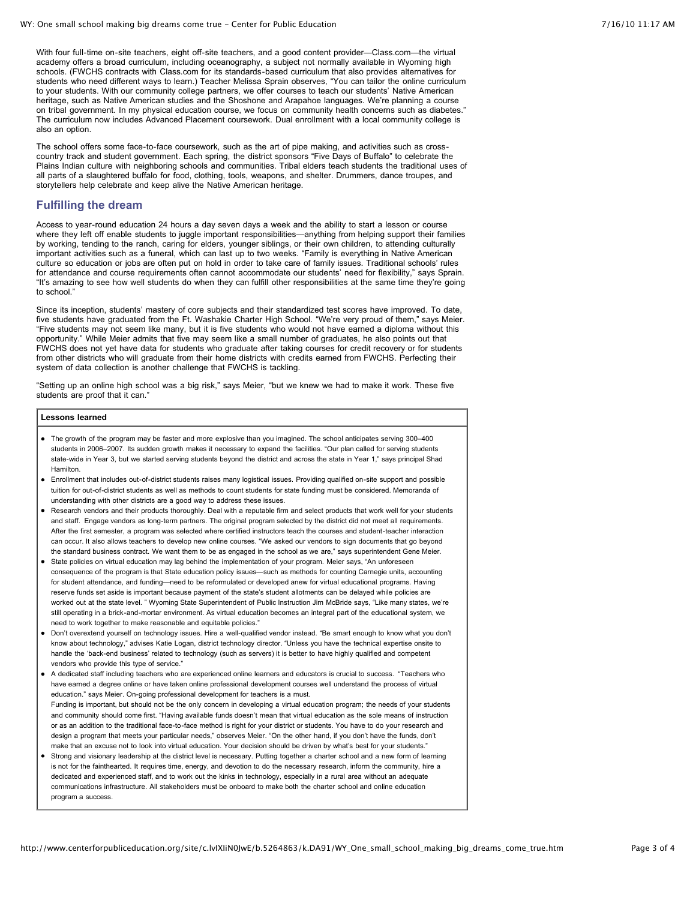With four full-time on-site teachers, eight off-site teachers, and a good content provider—Class.com—the virtual academy offers a broad curriculum, including oceanography, a subject not normally available in Wyoming high schools. (FWCHS contracts with Class.com for its standards-based curriculum that also provides alternatives for students who need different ways to learn.) Teacher Melissa Sprain observes, "You can tailor the online curriculum to your students. With our community college partners, we offer courses to teach our students' Native American heritage, such as Native American studies and the Shoshone and Arapahoe languages. We're planning a course on tribal government. In my physical education course, we focus on community health concerns such as diabetes." The curriculum now includes Advanced Placement coursework. Dual enrollment with a local community college is also an option.

The school offers some face-to-face coursework, such as the art of pipe making, and activities such as cross-country track and student government. Each spring, the district sponsors "Five Days of Buffalo" to celebrate the Plains Indian culture with neighboring schools and communities. Tribal elders teach students the traditional uses of all parts of a slaughtered buffalo for food, clothing, tools, weapons, and shelter. Drummers, dance troupes, and storytellers help celebrate and keep alive the Native American heritage.

## Fulfilling the dream

Access to year-round education 24 hours a day seven days a week and the ability to start a lesson or course where they left off enable students to juggle important responsibilities—anything from helping support their families by working, tending to the ranch, caring for elders, younger siblings, or their own children, to attending culturally important activities such as a funeral, which can last up to two weeks. "Family is everything in Native American culture so education or jobs are often put on hold in order to take care of family issues. Traditional schools' rules for attendance and course requirements often cannot accommodate our students' need for flexibility," says Sprain. "It's amazing to see how well students do when they can fulfill other responsibilities at the same time they're going to school."

Since its inception, students' mastery of core subjects and their standardized test scores have improved. To date, five students have graduated from the Ft. Washakie Charter High School. "We're very proud of them," says Meier. "Five students may not seem like many, but it is five students who would not have earned a diploma without this opportunity." While Meier admits that five may seem like a small number of graduates, he also points out that FWCHS does not yet have data for students who graduate after taking courses for credit recovery or for students from other districts who will graduate from their home districts with credits earned from FWCHS. Perfecting their system of data collection is another challenge that FWCHS is tackling.

"Setting up an online high school was a big risk," says Meier, "but we knew we had to make it work. These five students are proof that it can."

**Lessons learned**

- The growth of the program may be faster and more explosive than you imagined. The school anticipates serving 300–400 students in 2006–2007. Its sudden growth makes it necessary to expand the facilities. "Our plan called for serving students state-wide in Year 3, but we started serving students beyond the district and across the state in Year 1," says principal Shad Hamilton.
- Enrollment that includes out-of-district students raises many logistical issues. Providing qualified on-site support and possible tuition for out-of-district students as well as methods to count students for state funding must be considered. Memoranda of understanding with other districts are a good way to address these issues.
- Research vendors and their products thoroughly. Deal with a reputable firm and select products that work well for your students and staff. Engage vendors as long-term partners. The original program selected by the district did not meet all requirements. After the first semester, a program was selected where certified instructors teach the courses and student-teacher interaction can occur. It also allows teachers to develop new online courses. "We asked our vendors to sign documents that go beyond the standard business contract. We want them to be as engaged in the school as we are," says superintendent Gene Meier.
- State policies on virtual education may lag behind the implementation of your program. Meier says, "An unforeseen consequence of the program is that State education policy issues—such as methods for counting Carnegie units, accounting for student attendance, and funding—need to be reformulated or developed anew for virtual educational programs. Having reserve funds set aside is important because payment of the state's student allotments can be delayed while policies are worked out at the state level. " Wyoming State Superintendent of Public Instruction Jim McBride says, "Like many states, we're still operating in a brick-and-mortar environment. As virtual education becomes an integral part of the educational system, we need to work together to make reasonable and equitable policies."
- Don't overextend yourself on technology issues. Hire a well-qualified vendor instead. "Be smart enough to know what you don't know about technology," advises Katie Logan, district technology director. "Unless you have the technical expertise onsite to handle the 'back-end business' related to technology (such as servers) it is better to have highly qualified and competent vendors who provide this type of service."
- A dedicated staff including teachers who are experienced online learners and educators is crucial to success. "Teachers who have earned a degree online or have taken online professional development courses well understand the process of virtual education." says Meier. On-going professional development for teachers is a must.
  Funding is important, but should not be the only concern in developing a virtual education program; the needs of your students and community should come first. "Having available funds doesn't mean that virtual education as the sole means of instruction or as an addition to the traditional face-to-face method is right for your district or students. You have to do your research and design a program that meets your particular needs," observes Meier. "On the other hand, if you don't have the funds, don't make that an excuse not to look into virtual education. Your decision should be driven by what's best for your students."
- Strong and visionary leadership at the district level is necessary. Putting together a charter school and a new form of learning is not for the fainthearted. It requires time, energy, and devotion to do the necessary research, inform the community, hire a dedicated and experienced staff, and to work out the kinks in technology, especially in a rural area without an adequate communications infrastructure. All stakeholders must be onboard to make both the charter school and online education program a success.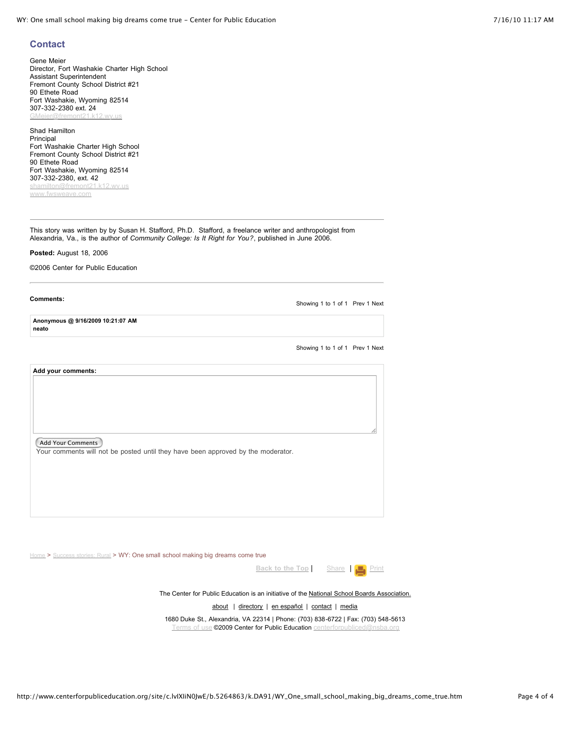## Contact

Gene Meier
Director, Fort Washakie Charter High School
Assistant Superintendent
Fremont County School District #21
90 Ethete Road
Fort Washakie, Wyoming 82514
307-332-2380 ext. 24
GMeier@fremont21.k12.wy.us

Shad Hamilton
Principal
Fort Washakie Charter High School
Fremont County School District #21
90 Ethete Road
Fort Washakie, Wyoming 82514
307-332-2380, ext. 42
shamilton@fremont21.k12.wy.us
www.fwsweave.com

---

This story was written by by Susan H. Stafford, Ph.D. Stafford, a freelance writer and anthropologist from Alexandria, Va., is the author of *Community College: Is It Right for You?*, published in June 2006.

**Posted:** August 18, 2006

©2006 Center for Public Education

---

**Comments:**

Showing 1 to 1 of 1 Prev 1 Next

**Anonymous @ 9/16/2009 10:21:07 AM**
**neato**

Showing 1 to 1 of 1 Prev 1 Next

**Add your comments:**

Add Your Comments

Your comments will not be posted until they have been approved by the moderator.

Home > Success stories: Rural > WY: One small school making big dreams come true

Back to the Top | Share | Print

The Center for Public Education is an initiative of the National School Boards Association.

about | directory | en español | contact | media

1680 Duke St., Alexandria, VA 22314 | Phone: (703) 838-6722 | Fax: (703) 548-5613
Terms of use ©2009 Center for Public Education centerforpubliced@nsba.org